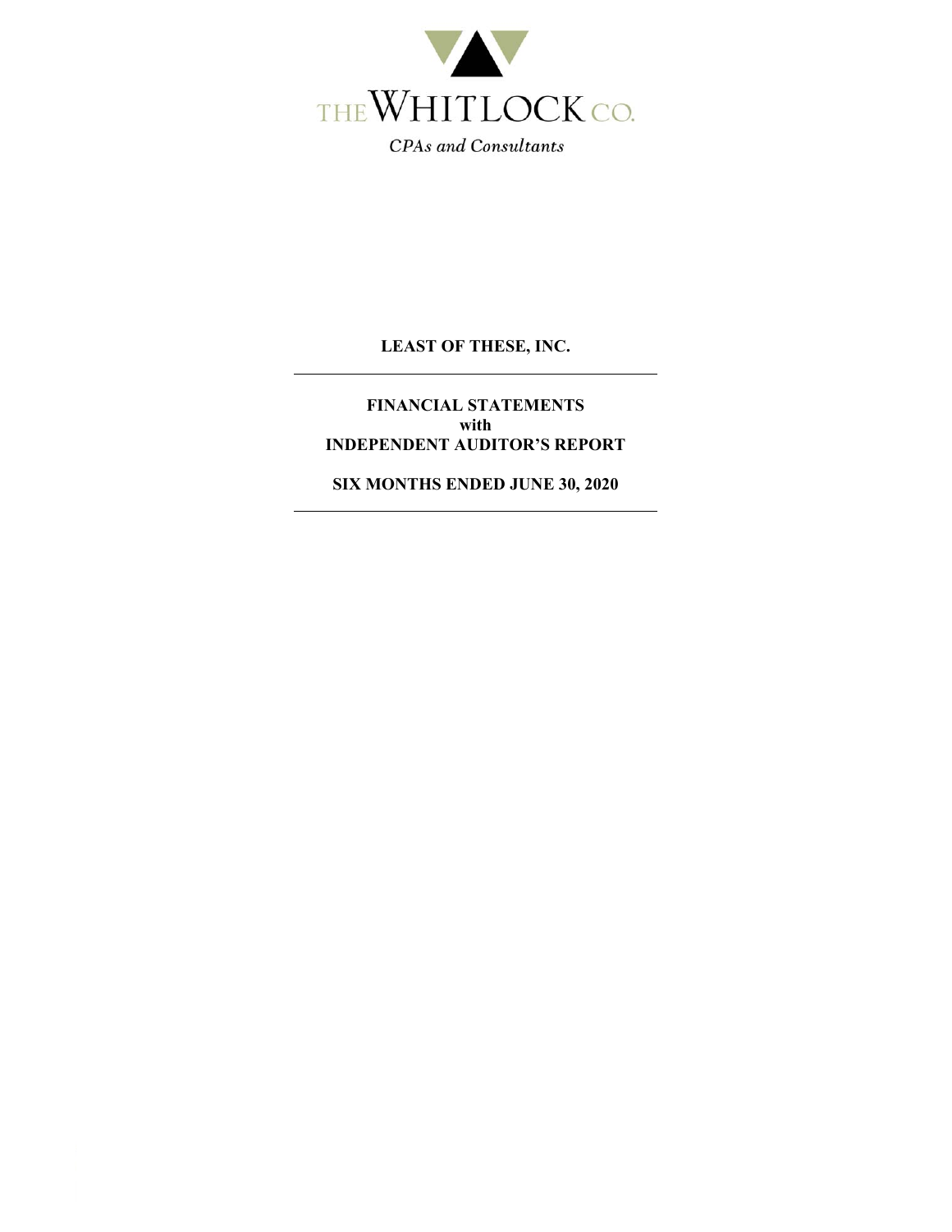THE WHITLOCK CO.

*CPAs and Consultants*

# LEAST OF THESE, INC.

---

## FINANCIAL STATEMENTS
## with
## INDEPENDENT AUDITOR'S REPORT

## SIX MONTHS ENDED JUNE 30, 2020

---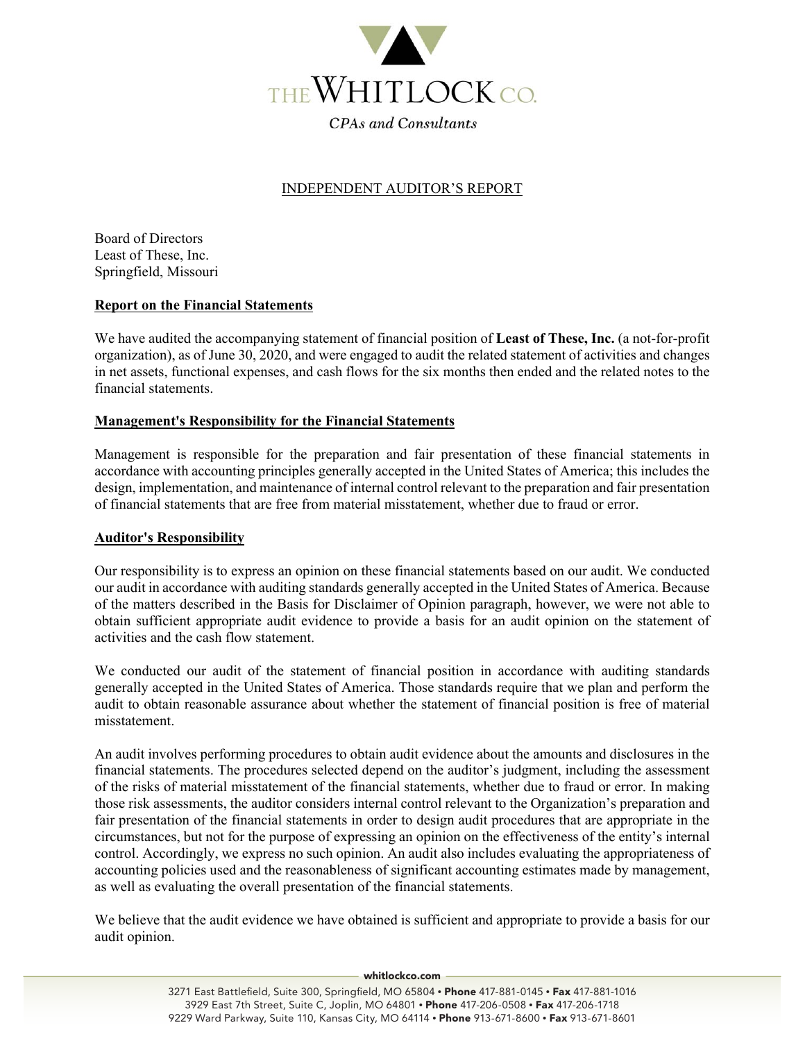THE WHITLOCK CO.

*CPAs and Consultants*

## INDEPENDENT AUDITOR'S REPORT

Board of Directors
Least of These, Inc.
Springfield, Missouri

### Report on the Financial Statements

We have audited the accompanying statement of financial position of **Least of These, Inc.** (a not-for-profit organization), as of June 30, 2020, and were engaged to audit the related statement of activities and changes in net assets, functional expenses, and cash flows for the six months then ended and the related notes to the financial statements.

### Management's Responsibility for the Financial Statements

Management is responsible for the preparation and fair presentation of these financial statements in accordance with accounting principles generally accepted in the United States of America; this includes the design, implementation, and maintenance of internal control relevant to the preparation and fair presentation of financial statements that are free from material misstatement, whether due to fraud or error.

### Auditor's Responsibility

Our responsibility is to express an opinion on these financial statements based on our audit. We conducted our audit in accordance with auditing standards generally accepted in the United States of America. Because of the matters described in the Basis for Disclaimer of Opinion paragraph, however, we were not able to obtain sufficient appropriate audit evidence to provide a basis for an audit opinion on the statement of activities and the cash flow statement.

We conducted our audit of the statement of financial position in accordance with auditing standards generally accepted in the United States of America. Those standards require that we plan and perform the audit to obtain reasonable assurance about whether the statement of financial position is free of material misstatement.

An audit involves performing procedures to obtain audit evidence about the amounts and disclosures in the financial statements. The procedures selected depend on the auditor's judgment, including the assessment of the risks of material misstatement of the financial statements, whether due to fraud or error. In making those risk assessments, the auditor considers internal control relevant to the Organization's preparation and fair presentation of the financial statements in order to design audit procedures that are appropriate in the circumstances, but not for the purpose of expressing an opinion on the effectiveness of the entity's internal control. Accordingly, we express no such opinion. An audit also includes evaluating the appropriateness of accounting policies used and the reasonableness of significant accounting estimates made by management, as well as evaluating the overall presentation of the financial statements.

We believe that the audit evidence we have obtained is sufficient and appropriate to provide a basis for our audit opinion.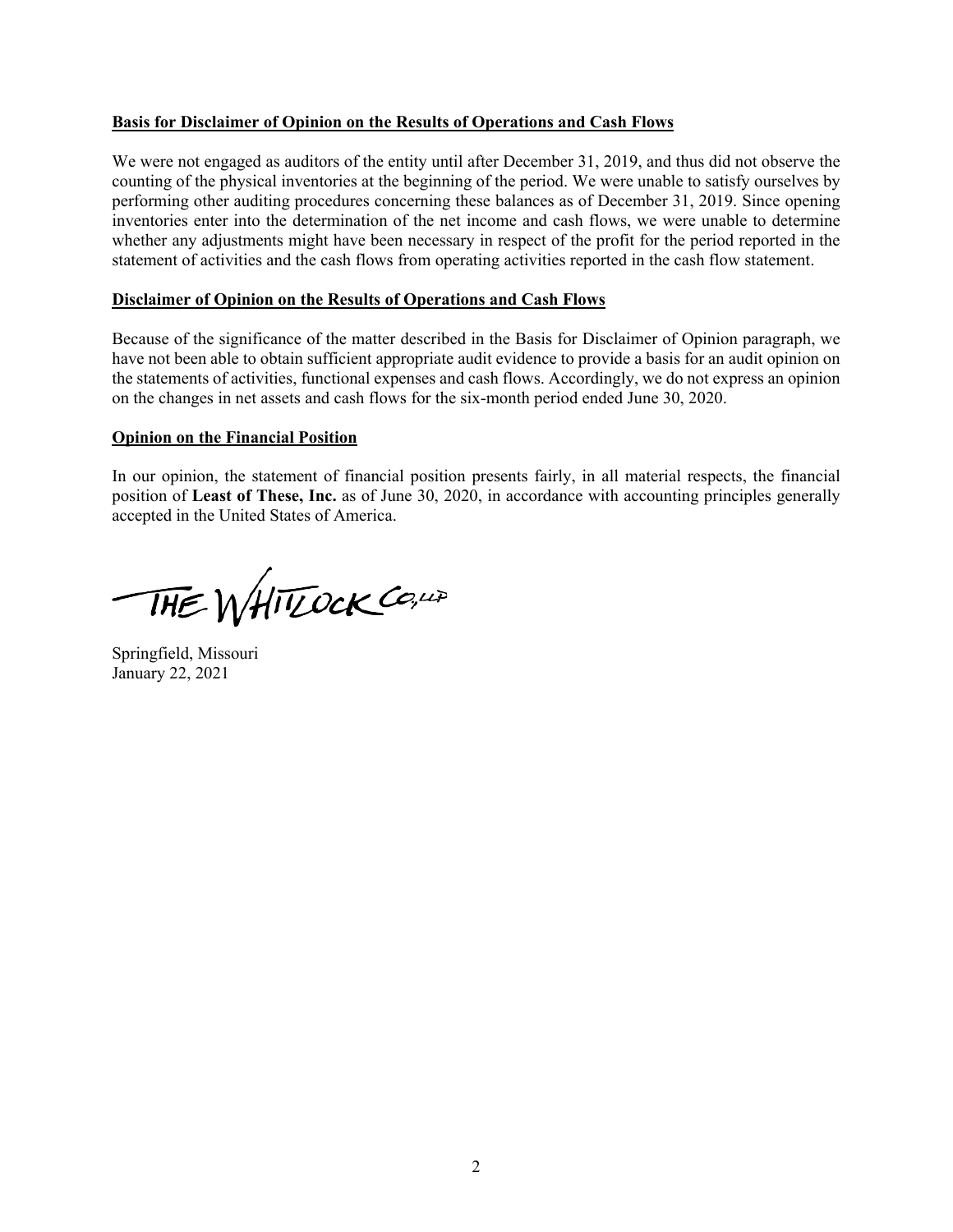**Basis for Disclaimer of Opinion on the Results of Operations and Cash Flows**

We were not engaged as auditors of the entity until after December 31, 2019, and thus did not observe the counting of the physical inventories at the beginning of the period. We were unable to satisfy ourselves by performing other auditing procedures concerning these balances as of December 31, 2019. Since opening inventories enter into the determination of the net income and cash flows, we were unable to determine whether any adjustments might have been necessary in respect of the profit for the period reported in the statement of activities and the cash flows from operating activities reported in the cash flow statement.

**Disclaimer of Opinion on the Results of Operations and Cash Flows**

Because of the significance of the matter described in the Basis for Disclaimer of Opinion paragraph, we have not been able to obtain sufficient appropriate audit evidence to provide a basis for an audit opinion on the statements of activities, functional expenses and cash flows. Accordingly, we do not express an opinion on the changes in net assets and cash flows for the six-month period ended June 30, 2020.

**Opinion on the Financial Position**

In our opinion, the statement of financial position presents fairly, in all material respects, the financial position of **Least of These, Inc.** as of June 30, 2020, in accordance with accounting principles generally accepted in the United States of America.

THE WHITLOCK CO., LLP

Springfield, Missouri
January 22, 2021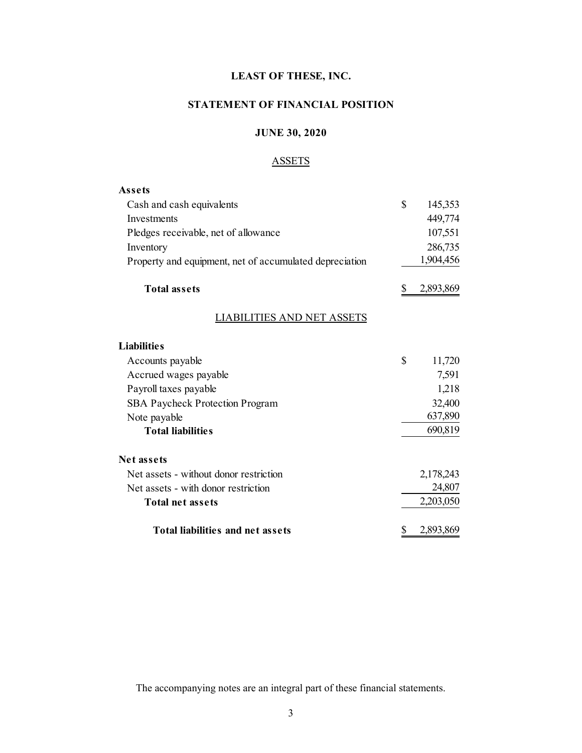# LEAST OF THESE, INC.

## STATEMENT OF FINANCIAL POSITION

### JUNE 30, 2020

ASSETS

| | |
|---|---|
| **Assets** | |
| Cash and cash equivalents | $ 145,353 |
| Investments | 449,774 |
| Pledges receivable, net of allowance | 107,551 |
| Inventory | 286,735 |
| Property and equipment, net of accumulated depreciation | 1,904,456 |
| **Total assets** | $ 2,893,869 |

LIABILITIES AND NET ASSETS

| | |
|---|---|
| **Liabilities** | |
| Accounts payable | $ 11,720 |
| Accrued wages payable | 7,591 |
| Payroll taxes payable | 1,218 |
| SBA Paycheck Protection Program | 32,400 |
| Note payable | 637,890 |
| **Total liabilities** | 690,819 |
| **Net assets** | |
| Net assets - without donor restriction | 2,178,243 |
| Net assets - with donor restriction | 24,807 |
| **Total net assets** | 2,203,050 |
| **Total liabilities and net assets** | $ 2,893,869 |

The accompanying notes are an integral part of these financial statements.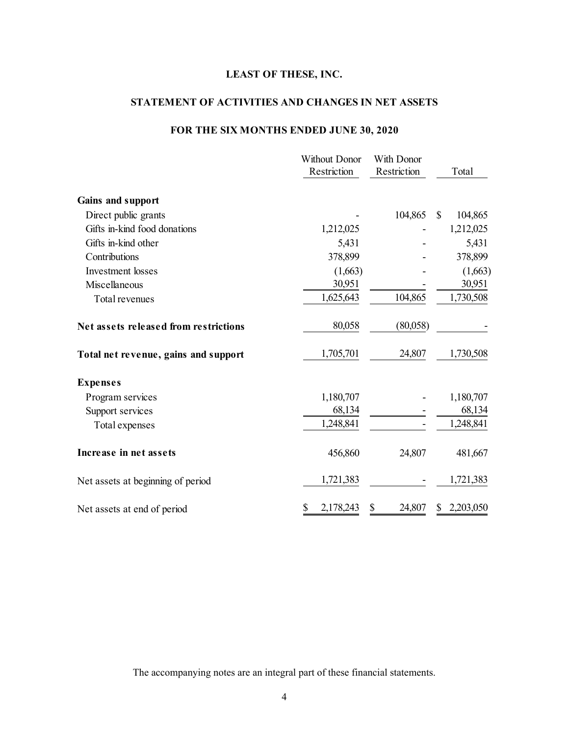**LEAST OF THESE, INC.**

**STATEMENT OF ACTIVITIES AND CHANGES IN NET ASSETS**

**FOR THE SIX MONTHS ENDED JUNE 30, 2020**

| | Without Donor Restriction | With Donor Restriction | Total |
|---|---|---|---|
| **Gains and support** | | | |
| Direct public grants | - | 104,865 | $ 104,865 |
| Gifts in-kind food donations | 1,212,025 | - | 1,212,025 |
| Gifts in-kind other | 5,431 | - | 5,431 |
| Contributions | 378,899 | - | 378,899 |
| Investment losses | (1,663) | - | (1,663) |
| Miscellaneous | 30,951 | - | 30,951 |
| Total revenues | 1,625,643 | 104,865 | 1,730,508 |
| **Net assets released from restrictions** | 80,058 | (80,058) | - |
| **Total net revenue, gains and support** | 1,705,701 | 24,807 | 1,730,508 |
| **Expenses** | | | |
| Program services | 1,180,707 | - | 1,180,707 |
| Support services | 68,134 | - | 68,134 |
| Total expenses | 1,248,841 | - | 1,248,841 |
| **Increase in net assets** | 456,860 | 24,807 | 481,667 |
| Net assets at beginning of period | 1,721,383 | - | 1,721,383 |
| Net assets at end of period | $ 2,178,243 | $ 24,807 | $ 2,203,050 |

The accompanying notes are an integral part of these financial statements.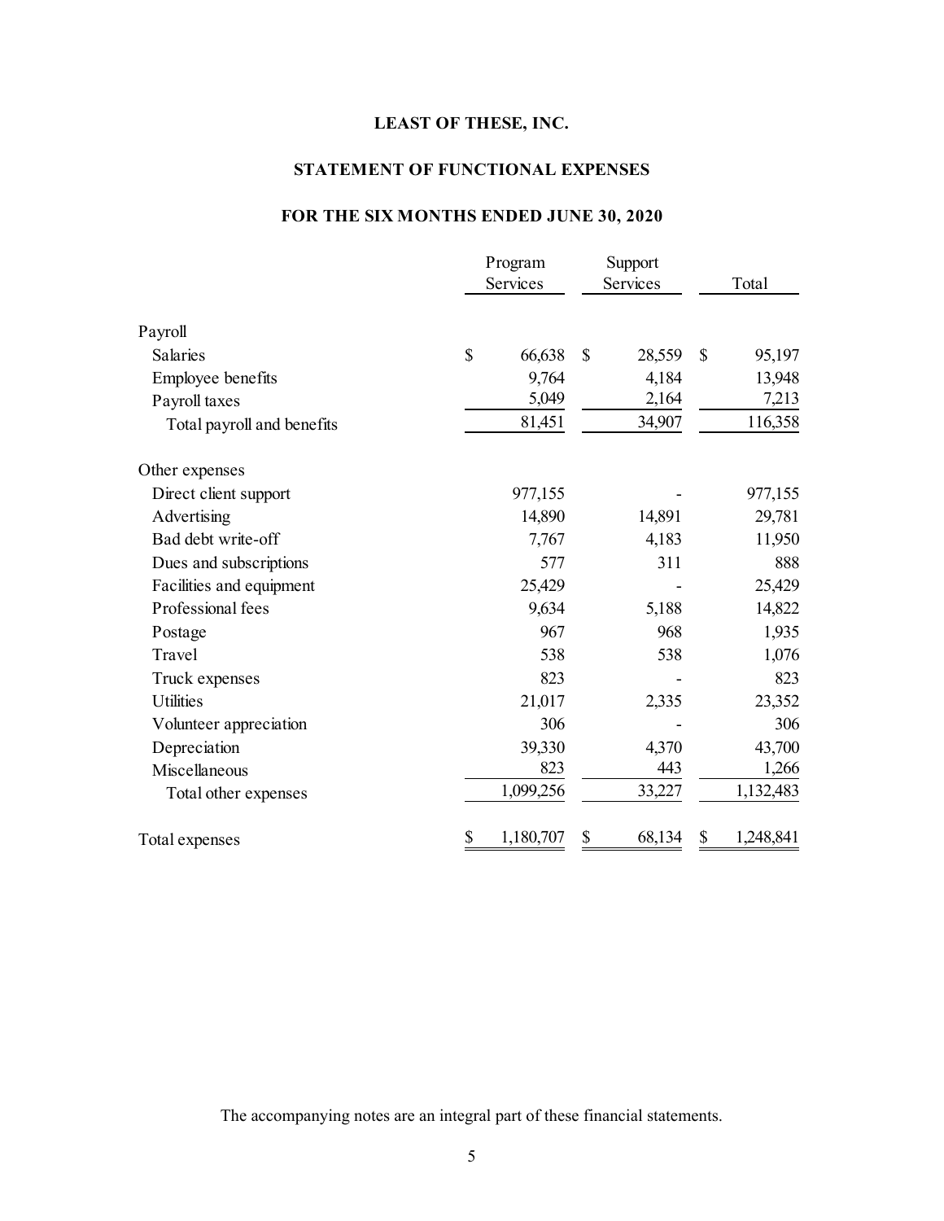# LEAST OF THESE, INC.

## STATEMENT OF FUNCTIONAL EXPENSES

### FOR THE SIX MONTHS ENDED JUNE 30, 2020

| | Program Services | Support Services | Total |
|---|---|---|---|
| **Payroll** | | | |
| Salaries | $ 66,638 | $ 28,559 | $ 95,197 |
| Employee benefits | 9,764 | 4,184 | 13,948 |
| Payroll taxes | 5,049 | 2,164 | 7,213 |
| Total payroll and benefits | 81,451 | 34,907 | 116,358 |
| **Other expenses** | | | |
| Direct client support | 977,155 | - | 977,155 |
| Advertising | 14,890 | 14,891 | 29,781 |
| Bad debt write-off | 7,767 | 4,183 | 11,950 |
| Dues and subscriptions | 577 | 311 | 888 |
| Facilities and equipment | 25,429 | - | 25,429 |
| Professional fees | 9,634 | 5,188 | 14,822 |
| Postage | 967 | 968 | 1,935 |
| Travel | 538 | 538 | 1,076 |
| Truck expenses | 823 | - | 823 |
| Utilities | 21,017 | 2,335 | 23,352 |
| Volunteer appreciation | 306 | - | 306 |
| Depreciation | 39,330 | 4,370 | 43,700 |
| Miscellaneous | 823 | 443 | 1,266 |
| Total other expenses | 1,099,256 | 33,227 | 1,132,483 |
| Total expenses | $ 1,180,707 | $ 68,134 | $ 1,248,841 |

The accompanying notes are an integral part of these financial statements.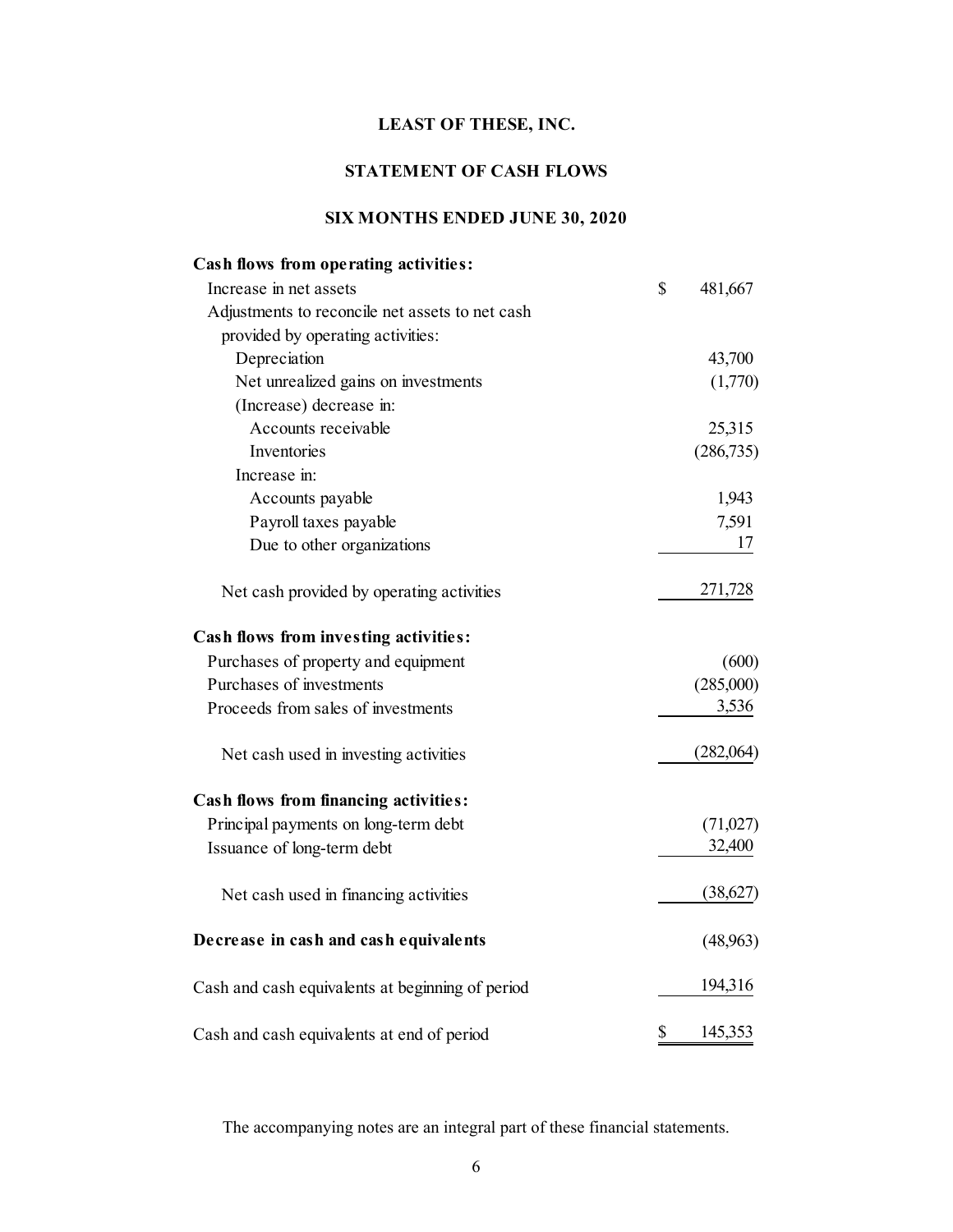# LEAST OF THESE, INC.

## STATEMENT OF CASH FLOWS

## SIX MONTHS ENDED JUNE 30, 2020

| | |
|---|---|
| **Cash flows from operating activities:** | |
| Increase in net assets | $ 481,667 |
| Adjustments to reconcile net assets to net cash provided by operating activities: | |
| Depreciation | 43,700 |
| Net unrealized gains on investments | (1,770) |
| (Increase) decrease in: | |
| Accounts receivable | 25,315 |
| Inventories | (286,735) |
| Increase in: | |
| Accounts payable | 1,943 |
| Payroll taxes payable | 7,591 |
| Due to other organizations | 17 |
| Net cash provided by operating activities | 271,728 |
| **Cash flows from investing activities:** | |
| Purchases of property and equipment | (600) |
| Purchases of investments | (285,000) |
| Proceeds from sales of investments | 3,536 |
| Net cash used in investing activities | (282,064) |
| **Cash flows from financing activities:** | |
| Principal payments on long-term debt | (71,027) |
| Issuance of long-term debt | 32,400 |
| Net cash used in financing activities | (38,627) |
| **Decrease in cash and cash equivalents** | (48,963) |
| Cash and cash equivalents at beginning of period | 194,316 |
| Cash and cash equivalents at end of period | $ 145,353 |

The accompanying notes are an integral part of these financial statements.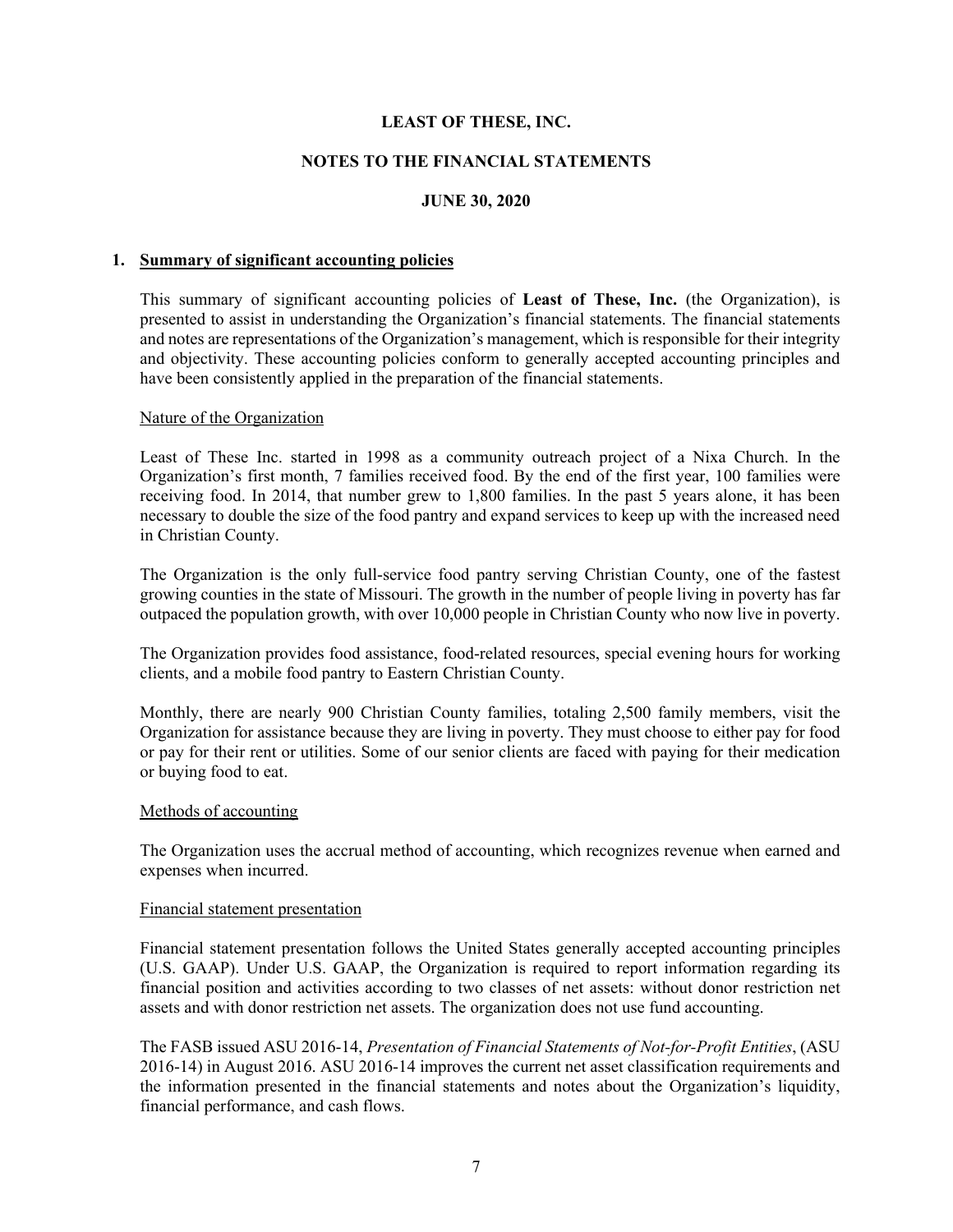# LEAST OF THESE, INC.

## NOTES TO THE FINANCIAL STATEMENTS

### JUNE 30, 2020

**1. Summary of significant accounting policies**

This summary of significant accounting policies of **Least of These, Inc.** (the Organization), is presented to assist in understanding the Organization's financial statements. The financial statements and notes are representations of the Organization's management, which is responsible for their integrity and objectivity. These accounting policies conform to generally accepted accounting principles and have been consistently applied in the preparation of the financial statements.

Nature of the Organization

Least of These Inc. started in 1998 as a community outreach project of a Nixa Church. In the Organization's first month, 7 families received food. By the end of the first year, 100 families were receiving food. In 2014, that number grew to 1,800 families. In the past 5 years alone, it has been necessary to double the size of the food pantry and expand services to keep up with the increased need in Christian County.

The Organization is the only full-service food pantry serving Christian County, one of the fastest growing counties in the state of Missouri. The growth in the number of people living in poverty has far outpaced the population growth, with over 10,000 people in Christian County who now live in poverty.

The Organization provides food assistance, food-related resources, special evening hours for working clients, and a mobile food pantry to Eastern Christian County.

Monthly, there are nearly 900 Christian County families, totaling 2,500 family members, visit the Organization for assistance because they are living in poverty. They must choose to either pay for food or pay for their rent or utilities. Some of our senior clients are faced with paying for their medication or buying food to eat.

Methods of accounting

The Organization uses the accrual method of accounting, which recognizes revenue when earned and expenses when incurred.

Financial statement presentation

Financial statement presentation follows the United States generally accepted accounting principles (U.S. GAAP). Under U.S. GAAP, the Organization is required to report information regarding its financial position and activities according to two classes of net assets: without donor restriction net assets and with donor restriction net assets. The organization does not use fund accounting.

The FASB issued ASU 2016-14, *Presentation of Financial Statements of Not-for-Profit Entities*, (ASU 2016-14) in August 2016. ASU 2016-14 improves the current net asset classification requirements and the information presented in the financial statements and notes about the Organization's liquidity, financial performance, and cash flows.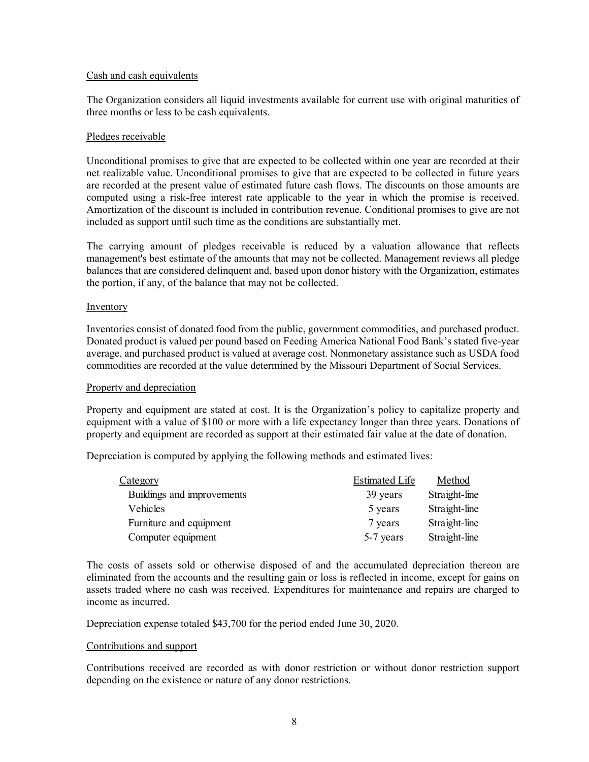Cash and cash equivalents

The Organization considers all liquid investments available for current use with original maturities of three months or less to be cash equivalents.

Pledges receivable

Unconditional promises to give that are expected to be collected within one year are recorded at their net realizable value. Unconditional promises to give that are expected to be collected in future years are recorded at the present value of estimated future cash flows. The discounts on those amounts are computed using a risk-free interest rate applicable to the year in which the promise is received. Amortization of the discount is included in contribution revenue. Conditional promises to give are not included as support until such time as the conditions are substantially met.

The carrying amount of pledges receivable is reduced by a valuation allowance that reflects management's best estimate of the amounts that may not be collected. Management reviews all pledge balances that are considered delinquent and, based upon donor history with the Organization, estimates the portion, if any, of the balance that may not be collected.

Inventory

Inventories consist of donated food from the public, government commodities, and purchased product. Donated product is valued per pound based on Feeding America National Food Bank's stated five-year average, and purchased product is valued at average cost. Nonmonetary assistance such as USDA food commodities are recorded at the value determined by the Missouri Department of Social Services.

Property and depreciation

Property and equipment are stated at cost. It is the Organization's policy to capitalize property and equipment with a value of $100 or more with a life expectancy longer than three years. Donations of property and equipment are recorded as support at their estimated fair value at the date of donation.

Depreciation is computed by applying the following methods and estimated lives:

| Category | Estimated Life | Method |
|---|---|---|
| Buildings and improvements | 39 years | Straight-line |
| Vehicles | 5 years | Straight-line |
| Furniture and equipment | 7 years | Straight-line |
| Computer equipment | 5-7 years | Straight-line |

The costs of assets sold or otherwise disposed of and the accumulated depreciation thereon are eliminated from the accounts and the resulting gain or loss is reflected in income, except for gains on assets traded where no cash was received. Expenditures for maintenance and repairs are charged to income as incurred.

Depreciation expense totaled $43,700 for the period ended June 30, 2020.

Contributions and support

Contributions received are recorded as with donor restriction or without donor restriction support depending on the existence or nature of any donor restrictions.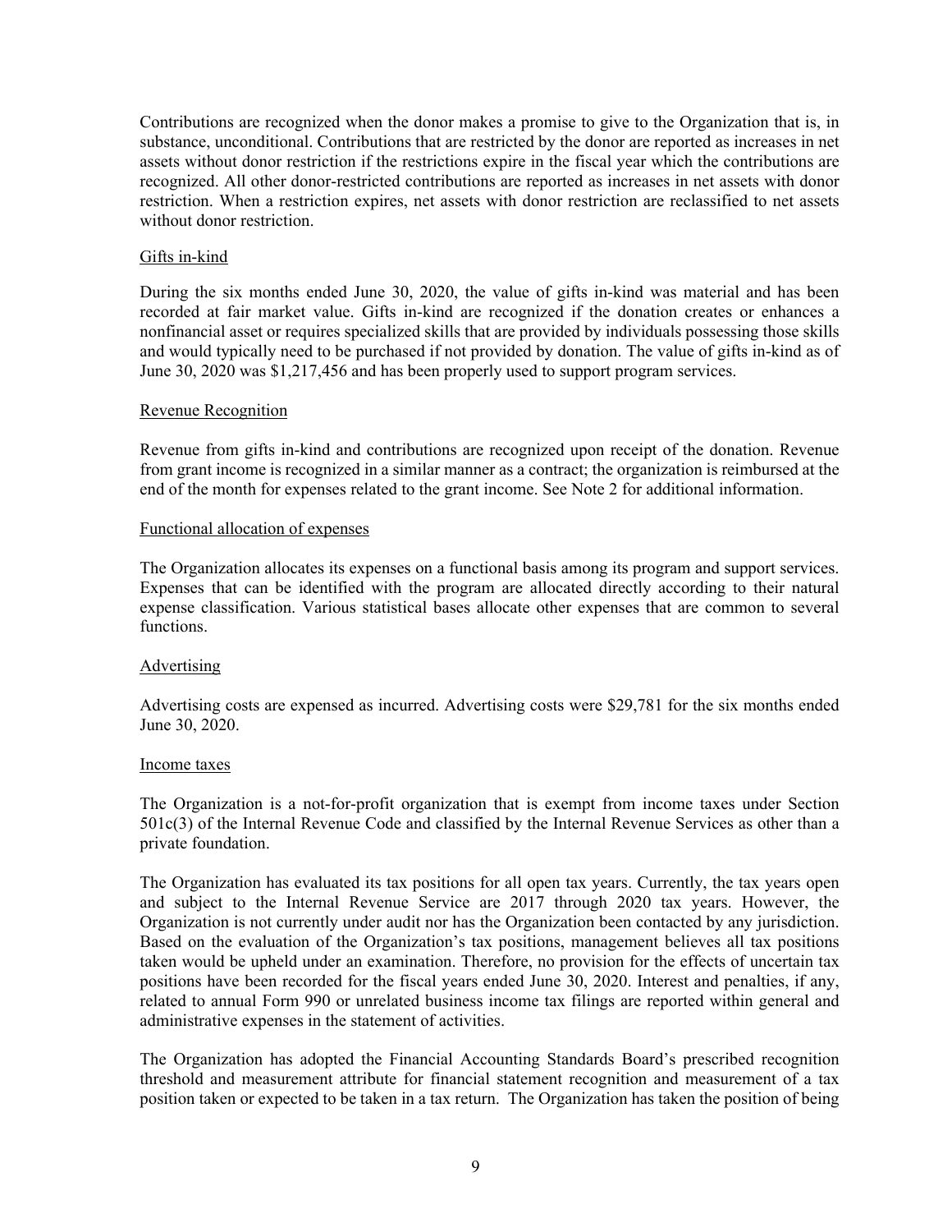Contributions are recognized when the donor makes a promise to give to the Organization that is, in substance, unconditional. Contributions that are restricted by the donor are reported as increases in net assets without donor restriction if the restrictions expire in the fiscal year which the contributions are recognized. All other donor-restricted contributions are reported as increases in net assets with donor restriction. When a restriction expires, net assets with donor restriction are reclassified to net assets without donor restriction.

Gifts in-kind

During the six months ended June 30, 2020, the value of gifts in-kind was material and has been recorded at fair market value. Gifts in-kind are recognized if the donation creates or enhances a nonfinancial asset or requires specialized skills that are provided by individuals possessing those skills and would typically need to be purchased if not provided by donation. The value of gifts in-kind as of June 30, 2020 was $1,217,456 and has been properly used to support program services.

Revenue Recognition

Revenue from gifts in-kind and contributions are recognized upon receipt of the donation. Revenue from grant income is recognized in a similar manner as a contract; the organization is reimbursed at the end of the month for expenses related to the grant income. See Note 2 for additional information.

Functional allocation of expenses

The Organization allocates its expenses on a functional basis among its program and support services. Expenses that can be identified with the program are allocated directly according to their natural expense classification. Various statistical bases allocate other expenses that are common to several functions.

Advertising

Advertising costs are expensed as incurred. Advertising costs were $29,781 for the six months ended June 30, 2020.

Income taxes

The Organization is a not-for-profit organization that is exempt from income taxes under Section 501c(3) of the Internal Revenue Code and classified by the Internal Revenue Services as other than a private foundation.

The Organization has evaluated its tax positions for all open tax years. Currently, the tax years open and subject to the Internal Revenue Service are 2017 through 2020 tax years. However, the Organization is not currently under audit nor has the Organization been contacted by any jurisdiction. Based on the evaluation of the Organization's tax positions, management believes all tax positions taken would be upheld under an examination. Therefore, no provision for the effects of uncertain tax positions have been recorded for the fiscal years ended June 30, 2020. Interest and penalties, if any, related to annual Form 990 or unrelated business income tax filings are reported within general and administrative expenses in the statement of activities.

The Organization has adopted the Financial Accounting Standards Board's prescribed recognition threshold and measurement attribute for financial statement recognition and measurement of a tax position taken or expected to be taken in a tax return. The Organization has taken the position of being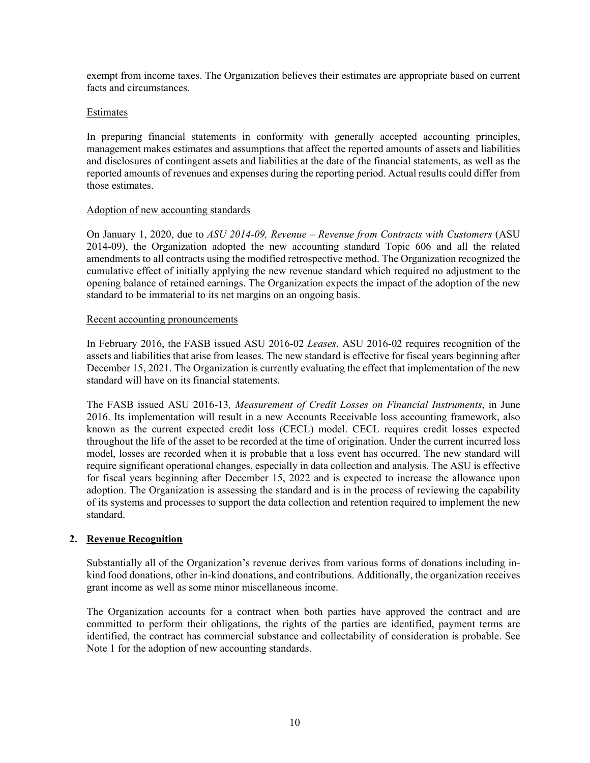exempt from income taxes. The Organization believes their estimates are appropriate based on current facts and circumstances.

Estimates

In preparing financial statements in conformity with generally accepted accounting principles, management makes estimates and assumptions that affect the reported amounts of assets and liabilities and disclosures of contingent assets and liabilities at the date of the financial statements, as well as the reported amounts of revenues and expenses during the reporting period. Actual results could differ from those estimates.

Adoption of new accounting standards

On January 1, 2020, due to *ASU 2014-09, Revenue – Revenue from Contracts with Customers* (ASU 2014-09), the Organization adopted the new accounting standard Topic 606 and all the related amendments to all contracts using the modified retrospective method. The Organization recognized the cumulative effect of initially applying the new revenue standard which required no adjustment to the opening balance of retained earnings. The Organization expects the impact of the adoption of the new standard to be immaterial to its net margins on an ongoing basis.

Recent accounting pronouncements

In February 2016, the FASB issued ASU 2016-02 *Leases*. ASU 2016-02 requires recognition of the assets and liabilities that arise from leases. The new standard is effective for fiscal years beginning after December 15, 2021. The Organization is currently evaluating the effect that implementation of the new standard will have on its financial statements.

The FASB issued ASU 2016-13*, Measurement of Credit Losses on Financial Instruments*, in June 2016. Its implementation will result in a new Accounts Receivable loss accounting framework, also known as the current expected credit loss (CECL) model. CECL requires credit losses expected throughout the life of the asset to be recorded at the time of origination. Under the current incurred loss model, losses are recorded when it is probable that a loss event has occurred. The new standard will require significant operational changes, especially in data collection and analysis. The ASU is effective for fiscal years beginning after December 15, 2022 and is expected to increase the allowance upon adoption. The Organization is assessing the standard and is in the process of reviewing the capability of its systems and processes to support the data collection and retention required to implement the new standard.

## 2. Revenue Recognition

Substantially all of the Organization's revenue derives from various forms of donations including in-kind food donations, other in-kind donations, and contributions. Additionally, the organization receives grant income as well as some minor miscellaneous income.

The Organization accounts for a contract when both parties have approved the contract and are committed to perform their obligations, the rights of the parties are identified, payment terms are identified, the contract has commercial substance and collectability of consideration is probable. See Note 1 for the adoption of new accounting standards.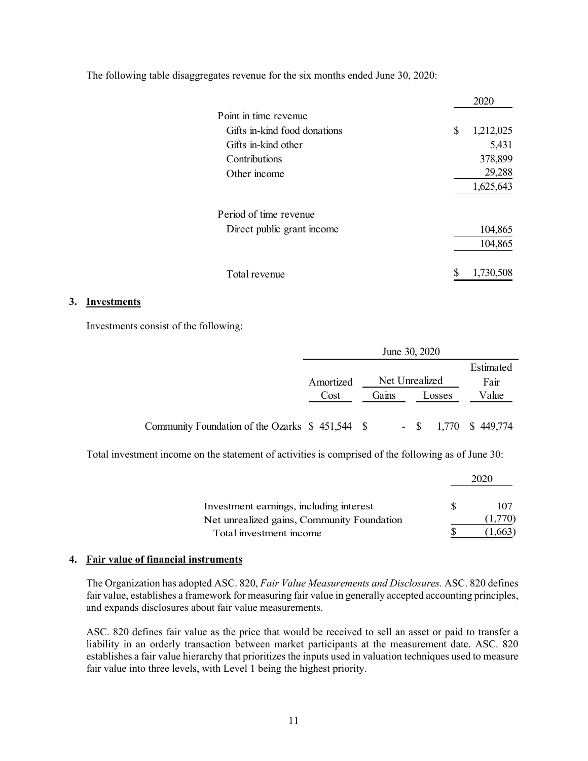The following table disaggregates revenue for the six months ended June 30, 2020:

| | 2020 |
|---|---|
| Point in time revenue | |
| Gifts in-kind food donations | $ 1,212,025 |
| Gifts in-kind other | 5,431 |
| Contributions | 378,899 |
| Other income | 29,288 |
| | 1,625,643 |
| Period of time revenue | |
| Direct public grant income | 104,865 |
| | 104,865 |
| Total revenue | $ 1,730,508 |

## 3. Investments

Investments consist of the following:

| | June 30, 2020 | | | |
|---|---|---|---|---|
| | Amortized Cost | Net Unrealized Gains | Net Unrealized Losses | Estimated Fair Value |
| Community Foundation of the Ozarks | $ 451,544 | $ - | $ 1,770 | $ 449,774 |

Total investment income on the statement of activities is comprised of the following as of June 30:

| | 2020 |
|---|---|
| Investment earnings, including interest | $ 107 |
| Net unrealized gains, Community Foundation | (1,770) |
| Total investment income | $ (1,663) |

## 4. Fair value of financial instruments

The Organization has adopted ASC. 820, *Fair Value Measurements and Disclosures.* ASC. 820 defines fair value, establishes a framework for measuring fair value in generally accepted accounting principles, and expands disclosures about fair value measurements.

ASC. 820 defines fair value as the price that would be received to sell an asset or paid to transfer a liability in an orderly transaction between market participants at the measurement date. ASC. 820 establishes a fair value hierarchy that prioritizes the inputs used in valuation techniques used to measure fair value into three levels, with Level 1 being the highest priority.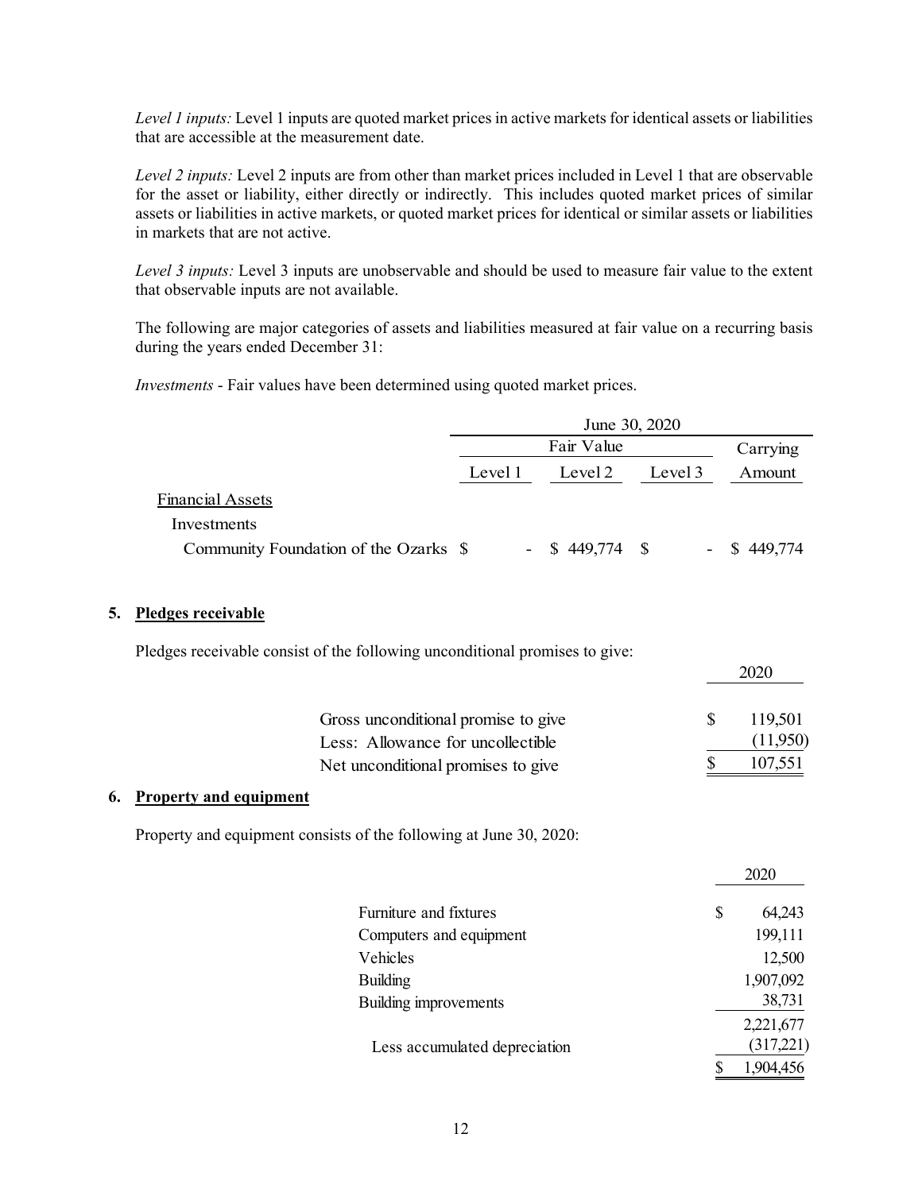*Level 1 inputs:* Level 1 inputs are quoted market prices in active markets for identical assets or liabilities that are accessible at the measurement date.

*Level 2 inputs:* Level 2 inputs are from other than market prices included in Level 1 that are observable for the asset or liability, either directly or indirectly. This includes quoted market prices of similar assets or liabilities in active markets, or quoted market prices for identical or similar assets or liabilities in markets that are not active.

*Level 3 inputs:* Level 3 inputs are unobservable and should be used to measure fair value to the extent that observable inputs are not available.

The following are major categories of assets and liabilities measured at fair value on a recurring basis during the years ended December 31:

*Investments* - Fair values have been determined using quoted market prices.

| | June 30, 2020 | | | |
|---|---|---|---|---|
| | Fair Value | | | Carrying |
| | Level 1 | Level 2 | Level 3 | Amount |
| Financial Assets | | | | |
| Investments | | | | |
| Community Foundation of the Ozarks | $ - | $ 449,774 | $ - | $ 449,774 |

## 5. Pledges receivable

Pledges receivable consist of the following unconditional promises to give:

| | 2020 |
|---|---|
| Gross unconditional promise to give | $ 119,501 |
| Less: Allowance for uncollectible | (11,950) |
| Net unconditional promises to give | $ 107,551 |

## 6. Property and equipment

Property and equipment consists of the following at June 30, 2020:

| | 2020 |
|---|---|
| Furniture and fixtures | $ 64,243 |
| Computers and equipment | 199,111 |
| Vehicles | 12,500 |
| Building | 1,907,092 |
| Building improvements | 38,731 |
| | 2,221,677 |
| Less accumulated depreciation | (317,221) |
| | $ 1,904,456 |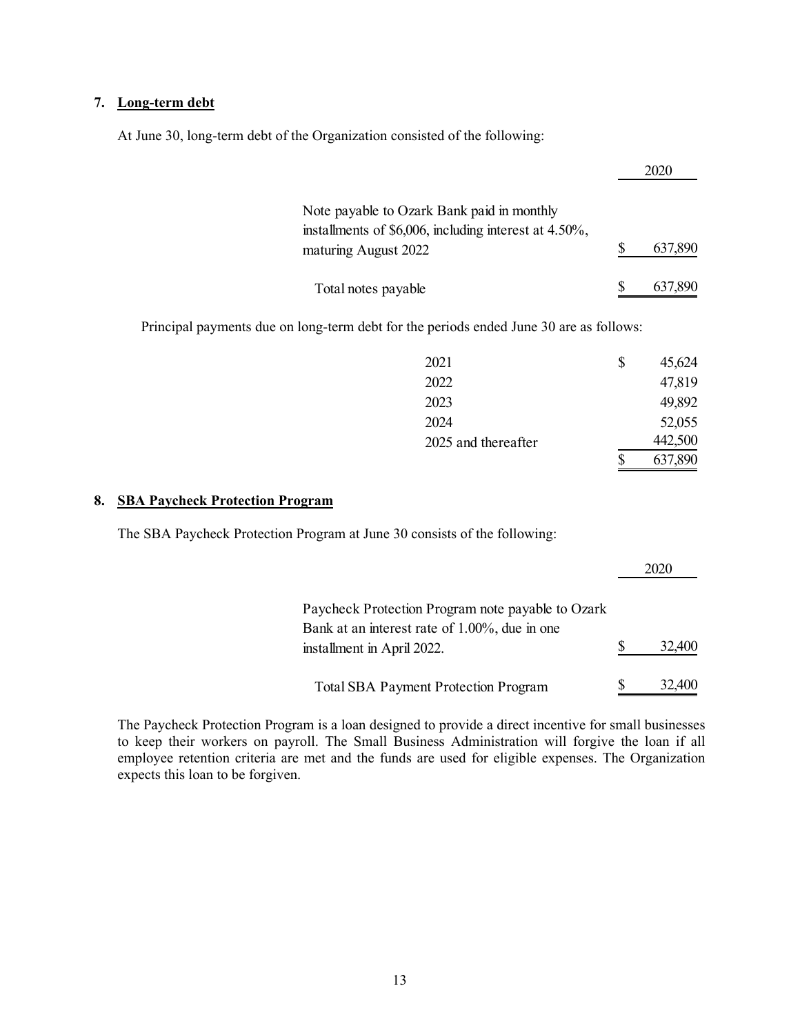### 7. Long-term debt

At June 30, long-term debt of the Organization consisted of the following:

| | 2020 |
|---|---|
| Note payable to Ozark Bank paid in monthly installments of \$6,006, including interest at 4.50%, maturing August 2022 | \$ 637,890 |
| Total notes payable | \$ 637,890 |

Principal payments due on long-term debt for the periods ended June 30 are as follows:

| | |
|---|---|
| 2021 | \$ 45,624 |
| 2022 | 47,819 |
| 2023 | 49,892 |
| 2024 | 52,055 |
| 2025 and thereafter | 442,500 |
| | \$ 637,890 |

### 8. SBA Paycheck Protection Program

The SBA Paycheck Protection Program at June 30 consists of the following:

| | 2020 |
|---|---|
| Paycheck Protection Program note payable to Ozark Bank at an interest rate of 1.00%, due in one installment in April 2022. | \$ 32,400 |
| Total SBA Payment Protection Program | \$ 32,400 |

The Paycheck Protection Program is a loan designed to provide a direct incentive for small businesses to keep their workers on payroll. The Small Business Administration will forgive the loan if all employee retention criteria are met and the funds are used for eligible expenses. The Organization expects this loan to be forgiven.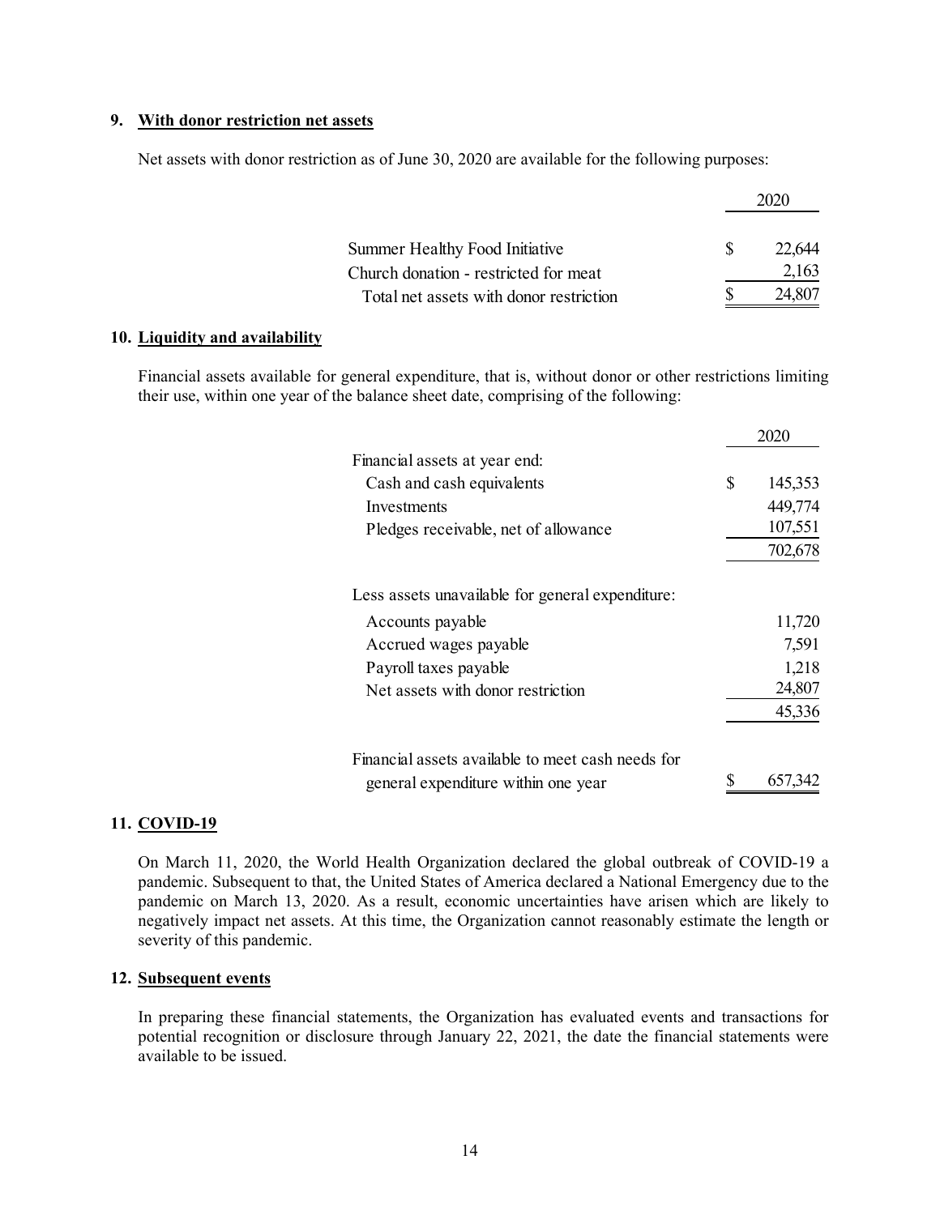## 9. With donor restriction net assets

Net assets with donor restriction as of June 30, 2020 are available for the following purposes:

| | 2020 |
|---|---|
| Summer Healthy Food Initiative | $ 22,644 |
| Church donation - restricted for meat | 2,163 |
| Total net assets with donor restriction | $ 24,807 |

## 10. Liquidity and availability

Financial assets available for general expenditure, that is, without donor or other restrictions limiting their use, within one year of the balance sheet date, comprising of the following:

| | 2020 |
|---|---|
| Financial assets at year end: | |
| Cash and cash equivalents | $ 145,353 |
| Investments | 449,774 |
| Pledges receivable, net of allowance | 107,551 |
| | 702,678 |
| Less assets unavailable for general expenditure: | |
| Accounts payable | 11,720 |
| Accrued wages payable | 7,591 |
| Payroll taxes payable | 1,218 |
| Net assets with donor restriction | 24,807 |
| | 45,336 |
| Financial assets available to meet cash needs for general expenditure within one year | $ 657,342 |

## 11. COVID-19

On March 11, 2020, the World Health Organization declared the global outbreak of COVID-19 a pandemic. Subsequent to that, the United States of America declared a National Emergency due to the pandemic on March 13, 2020. As a result, economic uncertainties have arisen which are likely to negatively impact net assets. At this time, the Organization cannot reasonably estimate the length or severity of this pandemic.

## 12. Subsequent events

In preparing these financial statements, the Organization has evaluated events and transactions for potential recognition or disclosure through January 22, 2021, the date the financial statements were available to be issued.